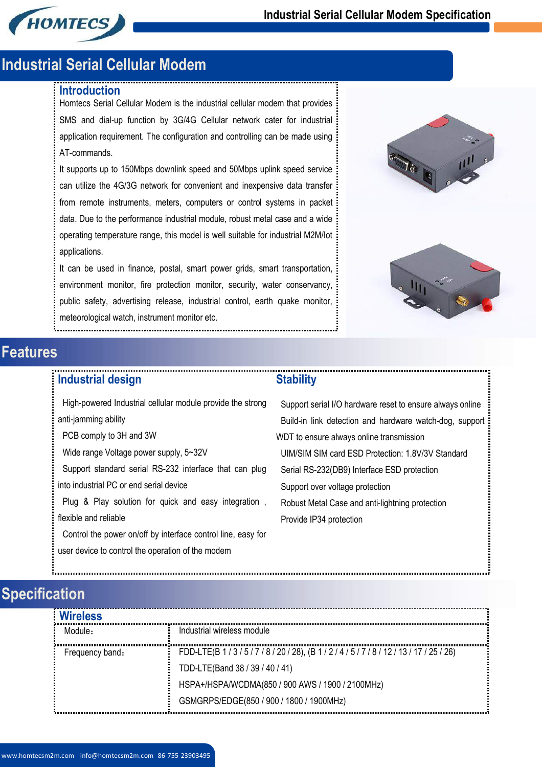# Industrial Serial Cellular Modem

## Introduction

Homtecs Serial Cellular Modem is the industrial cellular modem that provides SMS and dial-up function by 3G/4G Cellular network cater for industrial application requirement. The configuration and controlling can be made using AT-commands.

It supports up to 150Mbps downlink speed and 50Mbps uplink speed service can utilize the 4G/3G network for convenient and inexpensive data transfer from remote instruments, meters, computers or control systems in packet data. Due to the performance industrial module, robust metal case and a wide operating temperature range, this model is well suitable for industrial M2M/Iot applications.

It can be used in finance, postal, smart power grids, smart transportation, environment monitor, fire protection monitor, security, water conservancy, public safety, advertising release, industrial control, earth quake monitor, meteorological watch, instrument monitor etc.

## Features

### Industrial design

High-powered Industrial cellular module provide the strong anti-jamming ability

PCB comply to 3H and 3W

Wide range Voltage power supply, 5~32V

Support standard serial RS-232 interface that can plug into industrial PC or end serial device

Plug & Play solution for quick and easy integration , flexible and reliable

Control the power on/off by interface control line, easy for user device to control the operation of the modem

### Stability

Support serial I/O hardware reset to ensure always online

Build-in link detection and hardware watch-dog, support WDT to ensure always online transmission

UIM/SIM SIM card ESD Protection: 1.8V/3V Standard

Serial RS-232(DB9) Interface ESD protection

Support over voltage protection

Robust Metal Case and anti-lightning protection

Provide IP34 protection

## Specification

### Wireless

| | |
|---|---|
| Module： | Industrial wireless module |
| Frequency band： | FDD-LTE(B 1 / 3 / 5 / 7 / 8 / 20 / 28), (B 1 / 2 / 4 / 5 / 7 / 8 / 12 / 13 / 17 / 25 / 26)<br>TDD-LTE(Band 38 / 39 / 40 / 41)<br>HSPA+/HSPA/WCDMA(850 / 900 AWS / 1900 / 2100MHz)<br>GSMGRPS/EDGE(850 / 900 / 1800 / 1900MHz) |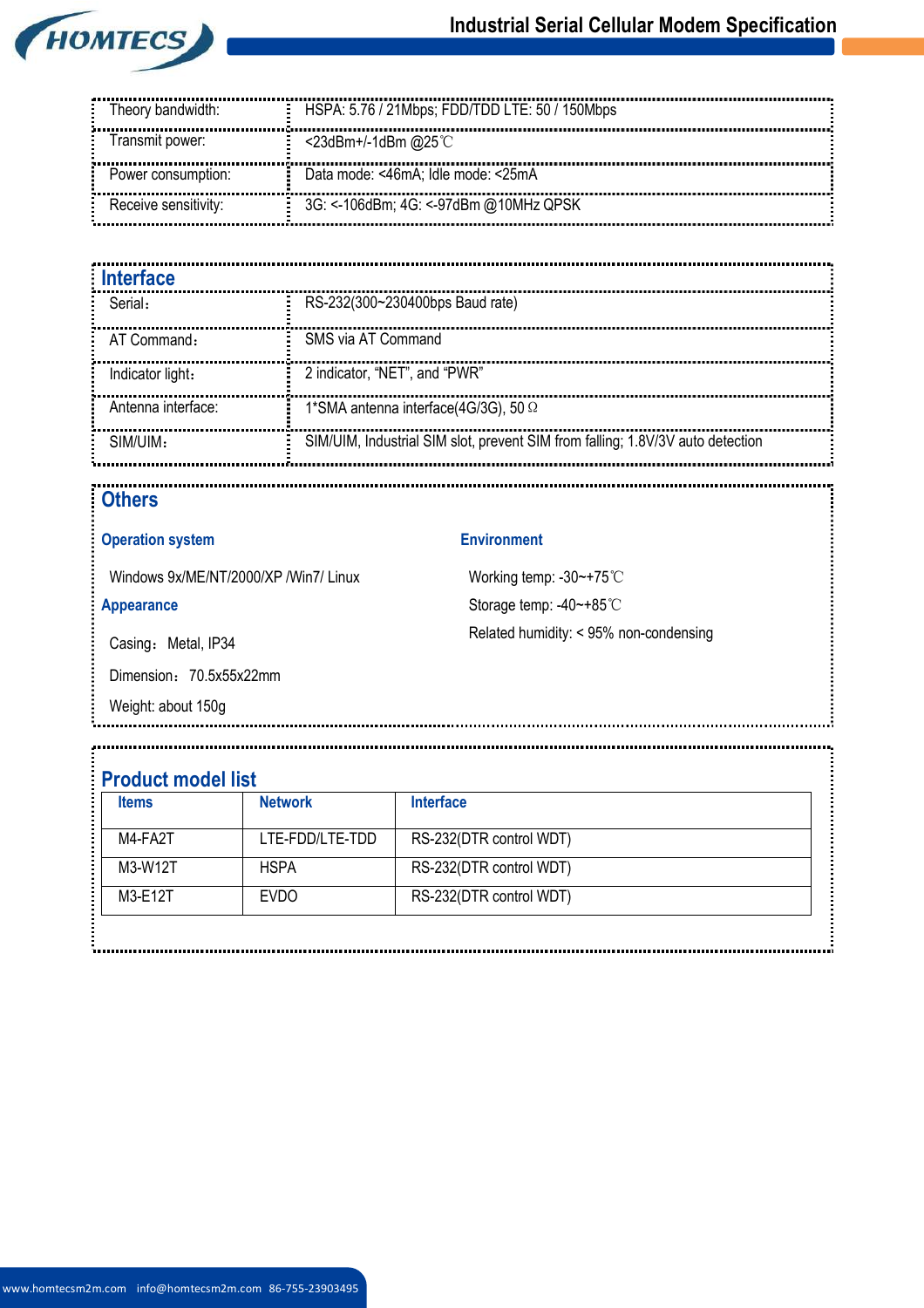| | |
|---|---|
| Theory bandwidth: | HSPA: 5.76 / 21Mbps; FDD/TDD LTE: 50 / 150Mbps |
| Transmit power: | <23dBm+/-1dBm @25℃ |
| Power consumption: | Data mode: <46mA; Idle mode: <25mA |
| Receive sensitivity: | 3G: <-106dBm; 4G: <-97dBm @10MHz QPSK |

## Interface

| | |
|---|---|
| Serial： | RS-232(300~230400bps Baud rate) |
| AT Command： | SMS via AT Command |
| Indicator light： | 2 indicator, “NET”, and “PWR” |
| Antenna interface: | 1*SMA antenna interface(4G/3G), 50 Ω |
| SIM/UIM： | SIM/UIM, Industrial SIM slot, prevent SIM from falling; 1.8V/3V auto detection |

## Others

### Operation system

Windows 9x/ME/NT/2000/XP /Win7/ Linux

### Appearance

Casing：Metal, IP34

Dimension：70.5x55x22mm

Weight: about 150g

### Environment

Working temp: -30~+75℃

Storage temp: -40~+85℃

Related humidity: < 95% non-condensing

## Product model list

| Items | Network | Interface |
|---|---|---|
| M4-FA2T | LTE-FDD/LTE-TDD | RS-232(DTR control WDT) |
| M3-W12T | HSPA | RS-232(DTR control WDT) |
| M3-E12T | EVDO | RS-232(DTR control WDT) |